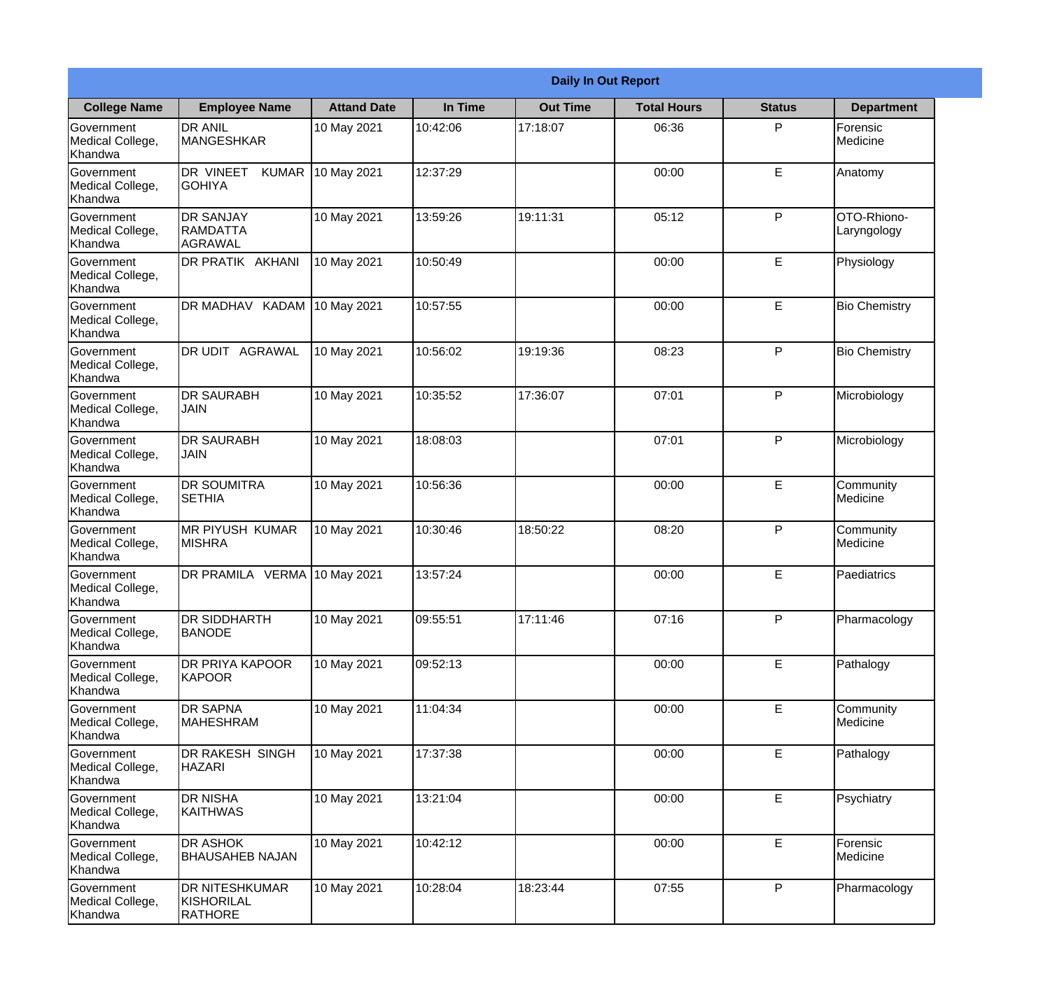| Daily In Out Report | | | | | | | |
|---|---|---|---|---|---|---|---|
| **College Name** | **Employee Name** | **Attand Date** | **In Time** | **Out Time** | **Total Hours** | **Status** | **Department** |
| Government Medical College, Khandwa | DR ANIL MANGESHKAR | 10 May 2021 | 10:42:06 | 17:18:07 | 06:36 | P | Forensic Medicine |
| Government Medical College, Khandwa | DR VINEET KUMAR GOHIYA | 10 May 2021 | 12:37:29 | | 00:00 | E | Anatomy |
| Government Medical College, Khandwa | DR SANJAY RAMDATTA AGRAWAL | 10 May 2021 | 13:59:26 | 19:11:31 | 05:12 | P | OTO-Rhiono-Laryngology |
| Government Medical College, Khandwa | DR PRATIK AKHANI | 10 May 2021 | 10:50:49 | | 00:00 | E | Physiology |
| Government Medical College, Khandwa | DR MADHAV KADAM | 10 May 2021 | 10:57:55 | | 00:00 | E | Bio Chemistry |
| Government Medical College, Khandwa | DR UDIT AGRAWAL | 10 May 2021 | 10:56:02 | 19:19:36 | 08:23 | P | Bio Chemistry |
| Government Medical College, Khandwa | DR SAURABH JAIN | 10 May 2021 | 10:35:52 | 17:36:07 | 07:01 | P | Microbiology |
| Government Medical College, Khandwa | DR SAURABH JAIN | 10 May 2021 | 18:08:03 | | 07:01 | P | Microbiology |
| Government Medical College, Khandwa | DR SOUMITRA SETHIA | 10 May 2021 | 10:56:36 | | 00:00 | E | Community Medicine |
| Government Medical College, Khandwa | MR PIYUSH KUMAR MISHRA | 10 May 2021 | 10:30:46 | 18:50:22 | 08:20 | P | Community Medicine |
| Government Medical College, Khandwa | DR PRAMILA VERMA | 10 May 2021 | 13:57:24 | | 00:00 | E | Paediatrics |
| Government Medical College, Khandwa | DR SIDDHARTH BANODE | 10 May 2021 | 09:55:51 | 17:11:46 | 07:16 | P | Pharmacology |
| Government Medical College, Khandwa | DR PRIYA KAPOOR KAPOOR | 10 May 2021 | 09:52:13 | | 00:00 | E | Pathalogy |
| Government Medical College, Khandwa | DR SAPNA MAHESHRAM | 10 May 2021 | 11:04:34 | | 00:00 | E | Community Medicine |
| Government Medical College, Khandwa | DR RAKESH SINGH HAZARI | 10 May 2021 | 17:37:38 | | 00:00 | E | Pathalogy |
| Government Medical College, Khandwa | DR NISHA KAITHWAS | 10 May 2021 | 13:21:04 | | 00:00 | E | Psychiatry |
| Government Medical College, Khandwa | DR ASHOK BHAUSAHEB NAJAN | 10 May 2021 | 10:42:12 | | 00:00 | E | Forensic Medicine |
| Government Medical College, Khandwa | DR NITESHKUMAR KISHORILAL RATHORE | 10 May 2021 | 10:28:04 | 18:23:44 | 07:55 | P | Pharmacology |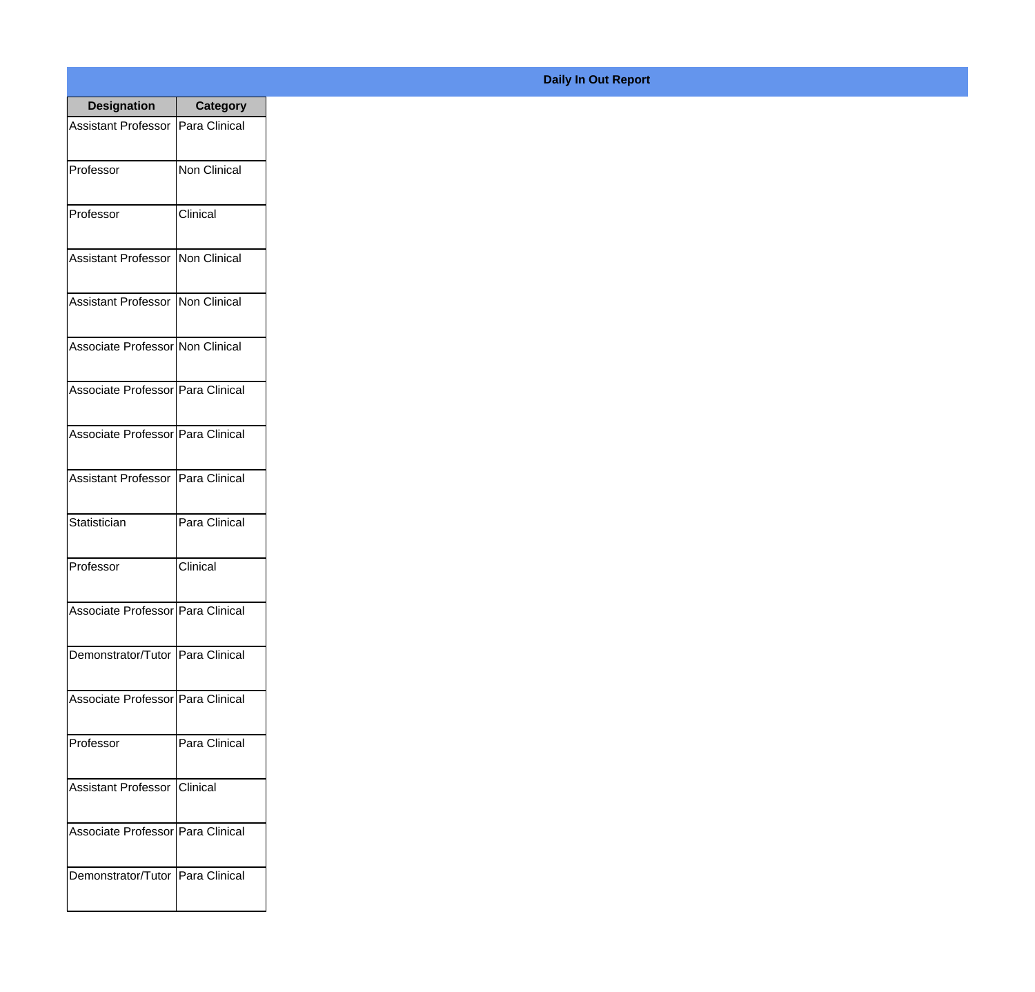## Daily In Out Report

| Designation | Category |
|---|---|
| Assistant Professor | Para Clinical |
| Professor | Non Clinical |
| Professor | Clinical |
| Assistant Professor | Non Clinical |
| Assistant Professor | Non Clinical |
| Associate Professor | Non Clinical |
| Associate Professor | Para Clinical |
| Associate Professor | Para Clinical |
| Assistant Professor | Para Clinical |
| Statistician | Para Clinical |
| Professor | Clinical |
| Associate Professor | Para Clinical |
| Demonstrator/Tutor | Para Clinical |
| Associate Professor | Para Clinical |
| Professor | Para Clinical |
| Assistant Professor | Clinical |
| Associate Professor | Para Clinical |
| Demonstrator/Tutor | Para Clinical |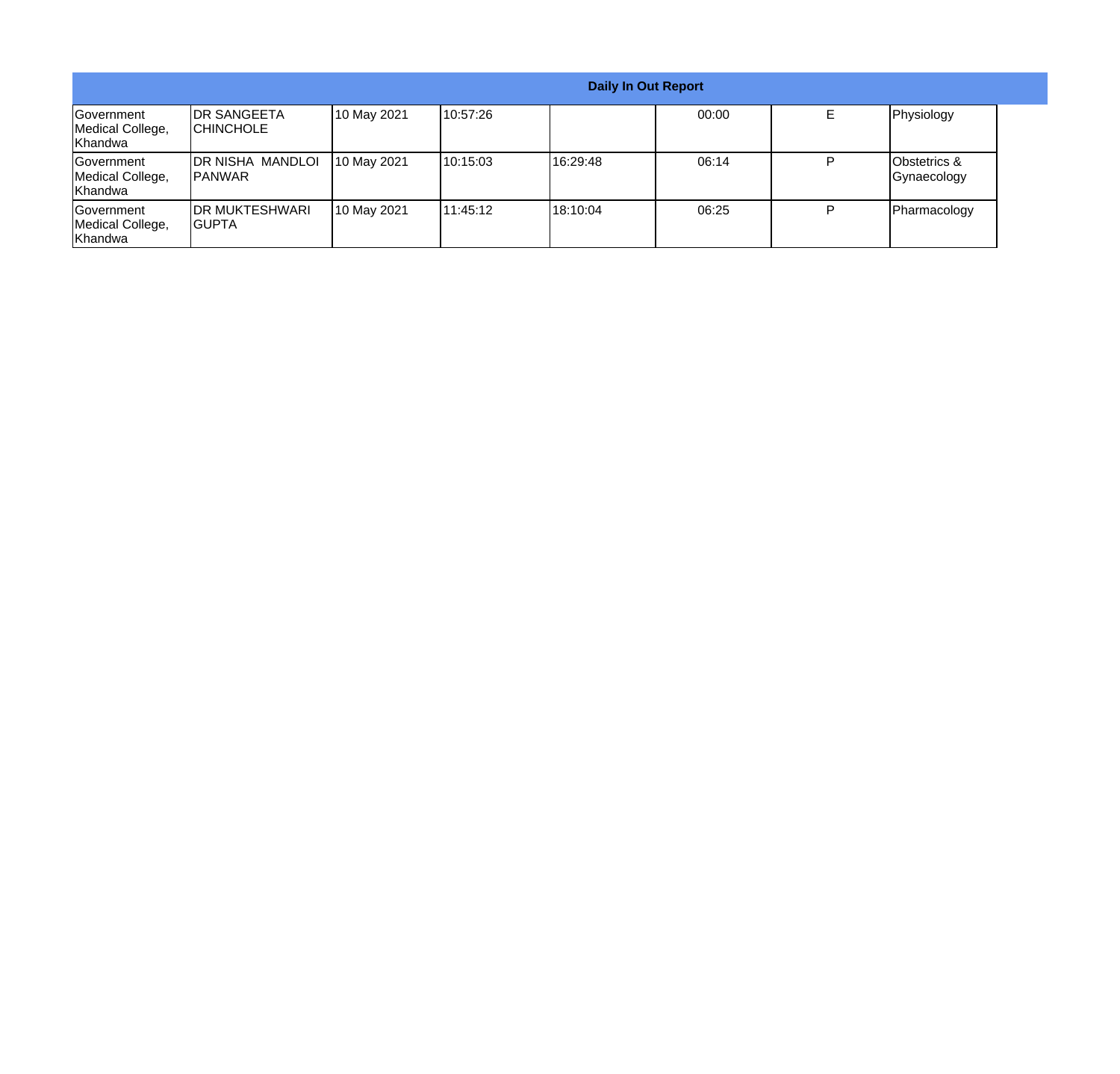| Daily In Out Report | | | | | | | |
|---|---|---|---|---|---|---|---|
| Government Medical College, Khandwa | DR SANGEETA CHINCHOLE | 10 May 2021 | 10:57:26 | | 00:00 | E | Physiology |
| Government Medical College, Khandwa | DR NISHA MANDLOI PANWAR | 10 May 2021 | 10:15:03 | 16:29:48 | 06:14 | P | Obstetrics & Gynaecology |
| Government Medical College, Khandwa | DR MUKTESHWARI GUPTA | 10 May 2021 | 11:45:12 | 18:10:04 | 06:25 | P | Pharmacology |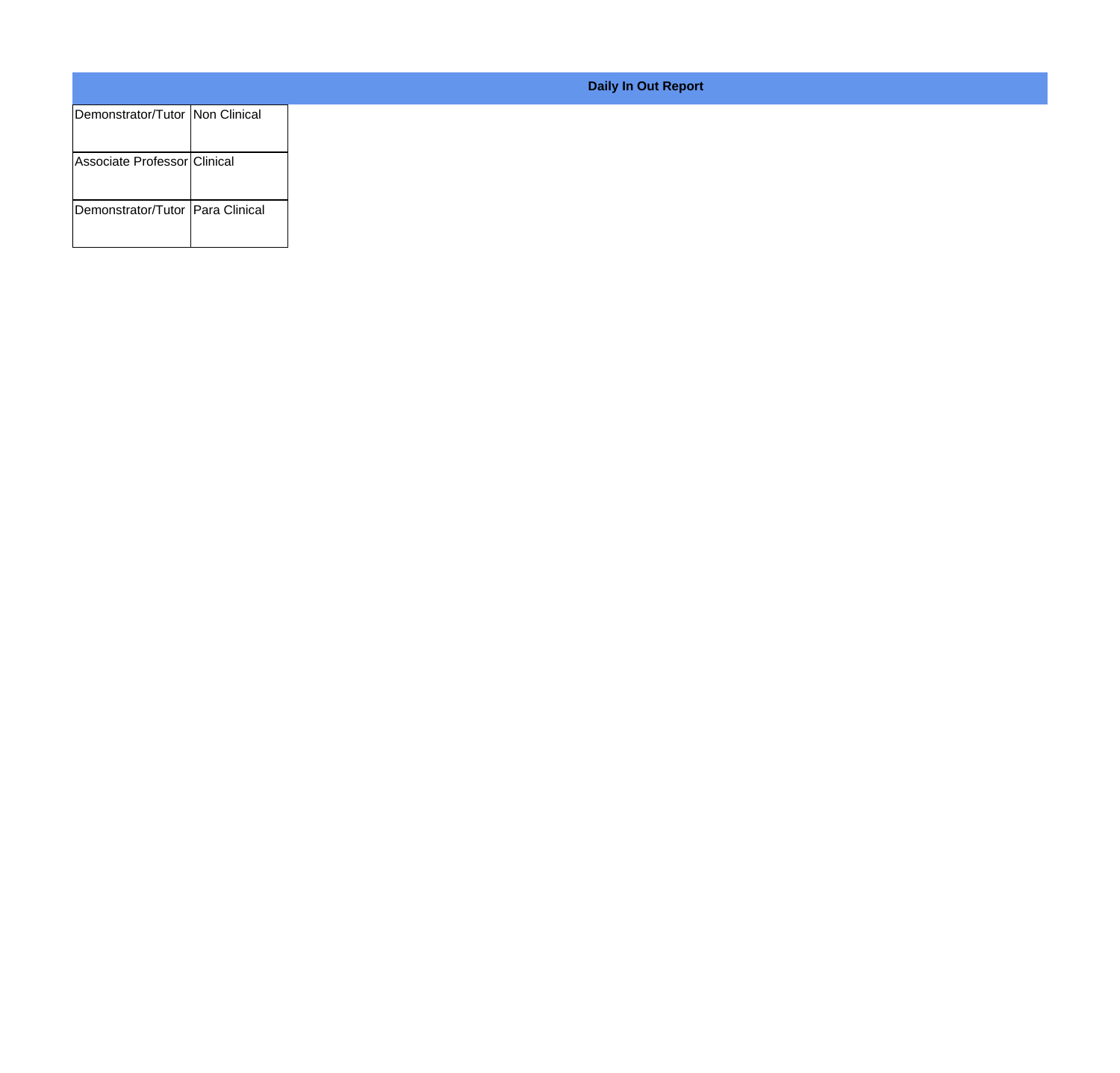**Daily In Out Report**

| | |
|---|---|
| Demonstrator/Tutor | Non Clinical |
| Associate Professor | Clinical |
| Demonstrator/Tutor | Para Clinical |